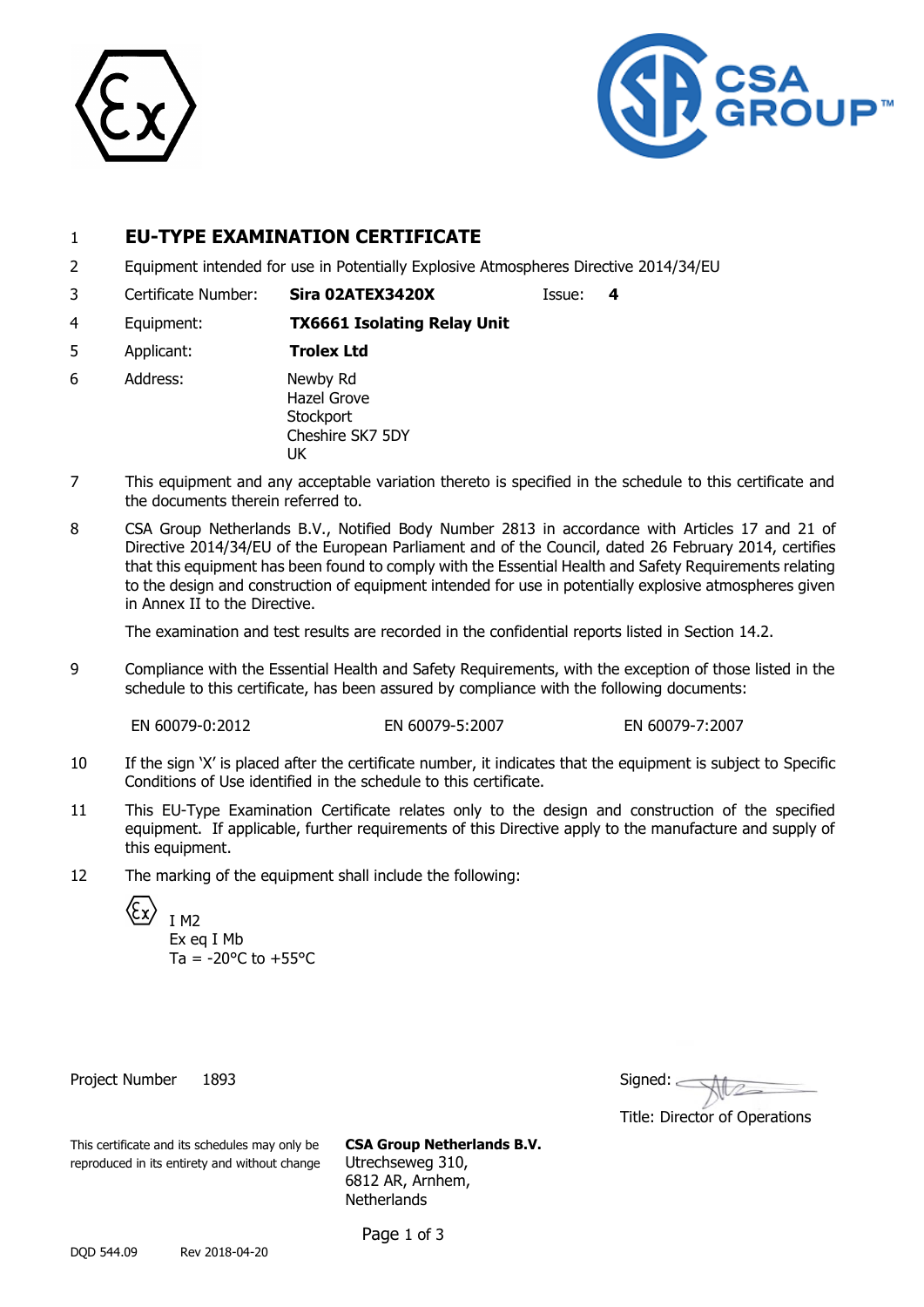1 **EU-TYPE EXAMINATION CERTIFICATE**

2 Equipment intended for use in Potentially Explosive Atmospheres Directive 2014/34/EU

3 Certificate Number: **Sira 02ATEX3420X** Issue: **4**

4 Equipment: **TX6661 Isolating Relay Unit**

5 Applicant: **Trolex Ltd**

6 Address: Newby Rd
Hazel Grove
Stockport
Cheshire SK7 5DY
UK

7 This equipment and any acceptable variation thereto is specified in the schedule to this certificate and the documents therein referred to.

8 CSA Group Netherlands B.V., Notified Body Number 2813 in accordance with Articles 17 and 21 of Directive 2014/34/EU of the European Parliament and of the Council, dated 26 February 2014, certifies that this equipment has been found to comply with the Essential Health and Safety Requirements relating to the design and construction of equipment intended for use in potentially explosive atmospheres given in Annex II to the Directive.

The examination and test results are recorded in the confidential reports listed in Section 14.2.

9 Compliance with the Essential Health and Safety Requirements, with the exception of those listed in the schedule to this certificate, has been assured by compliance with the following documents:

EN 60079-0:2012 EN 60079-5:2007 EN 60079-7:2007

10 If the sign 'X' is placed after the certificate number, it indicates that the equipment is subject to Specific Conditions of Use identified in the schedule to this certificate.

11 This EU-Type Examination Certificate relates only to the design and construction of the specified equipment. If applicable, further requirements of this Directive apply to the manufacture and supply of this equipment.

12 The marking of the equipment shall include the following:

Ex I M2
Ex eq I Mb
Ta = -20°C to +55°C

Project Number 1893

Signed:

Title: Director of Operations

This certificate and its schedules may only be reproduced in its entirety and without change

**CSA Group Netherlands B.V.**
Utrechseweg 310,
6812 AR, Arnhem,
Netherlands

DQD 544.09 Rev 2018-04-20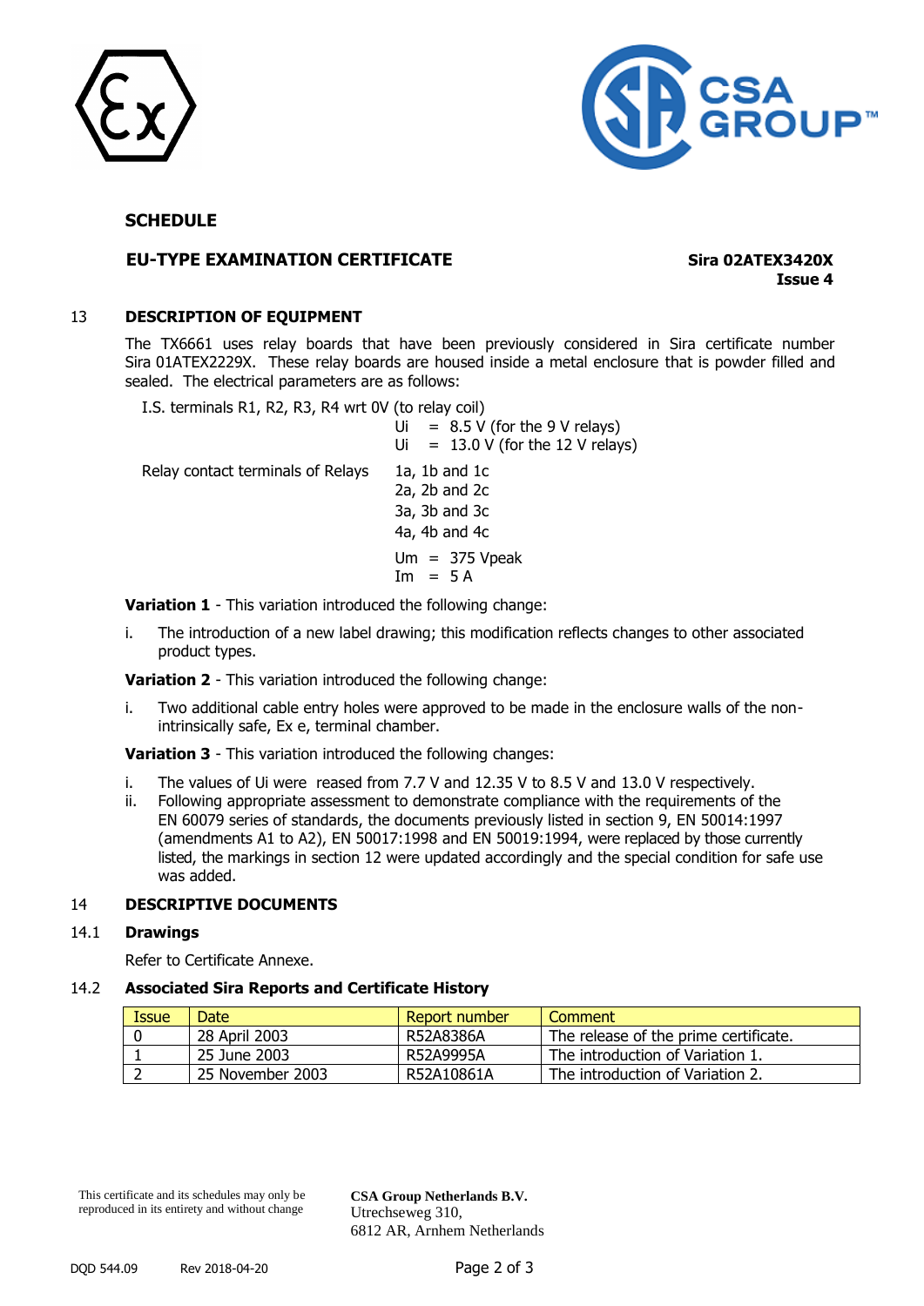**SCHEDULE**

**EU-TYPE EXAMINATION CERTIFICATE**

**Sira 02ATEX3420X**
**Issue 4**

## 13 DESCRIPTION OF EQUIPMENT

The TX6661 uses relay boards that have been previously considered in Sira certificate number Sira 01ATEX2229X. These relay boards are housed inside a metal enclosure that is powder filled and sealed. The electrical parameters are as follows:

I.S. terminals R1, R2, R3, R4 wrt 0V (to relay coil)

Ui = 8.5 V (for the 9 V relays)
Ui = 13.0 V (for the 12 V relays)

Relay contact terminals of Relays 1a, 1b and 1c
2a, 2b and 2c
3a, 3b and 3c
4a, 4b and 4c

Um = 375 Vpeak
Im = 5 A

**Variation 1** - This variation introduced the following change:

i. The introduction of a new label drawing; this modification reflects changes to other associated product types.

**Variation 2** - This variation introduced the following change:

i. Two additional cable entry holes were approved to be made in the enclosure walls of the non-intrinsically safe, Ex e, terminal chamber.

**Variation 3** - This variation introduced the following changes:

i. The values of Ui were reased from 7.7 V and 12.35 V to 8.5 V and 13.0 V respectively.
ii. Following appropriate assessment to demonstrate compliance with the requirements of the EN 60079 series of standards, the documents previously listed in section 9, EN 50014:1997 (amendments A1 to A2), EN 50017:1998 and EN 50019:1994, were replaced by those currently listed, the markings in section 12 were updated accordingly and the special condition for safe use was added.

## 14 DESCRIPTIVE DOCUMENTS

### 14.1 Drawings

Refer to Certificate Annexe.

### 14.2 Associated Sira Reports and Certificate History

| Issue | Date | Report number | Comment |
|---|---|---|---|
| 0 | 28 April 2003 | R52A8386A | The release of the prime certificate. |
| 1 | 25 June 2003 | R52A9995A | The introduction of Variation 1. |
| 2 | 25 November 2003 | R52A10861A | The introduction of Variation 2. |

This certificate and its schedules may only be reproduced in its entirety and without change

**CSA Group Netherlands B.V.**
Utrechseweg 310,
6812 AR, Arnhem Netherlands

DQD 544.09 Rev 2018-04-20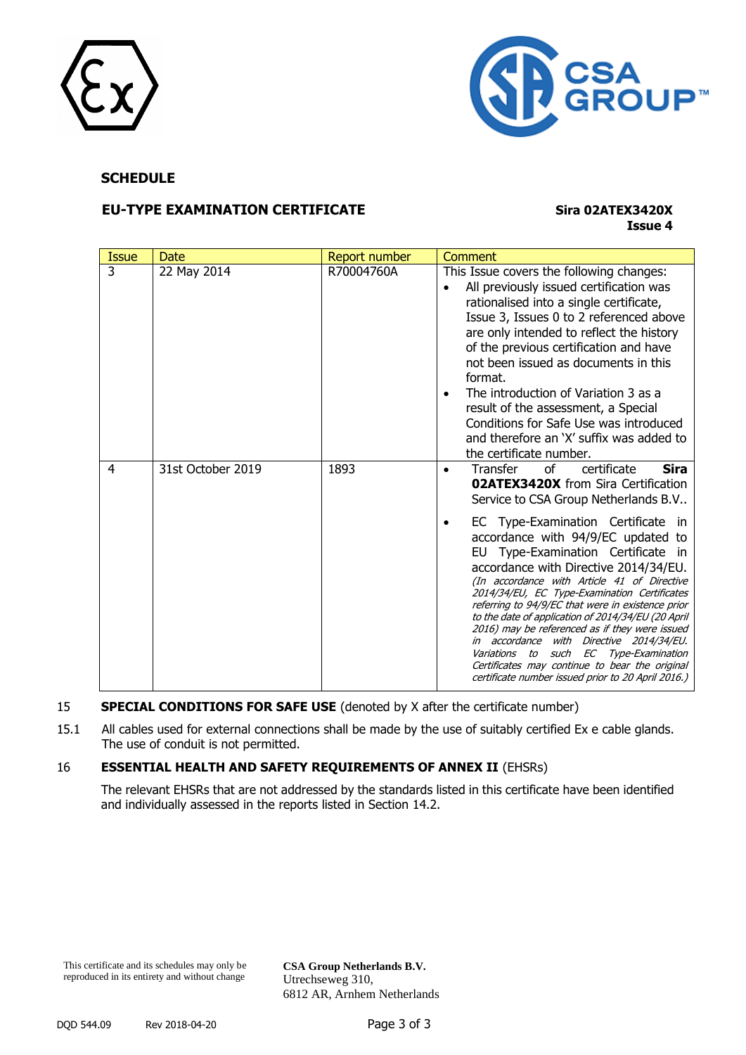**SCHEDULE**

**EU-TYPE EXAMINATION CERTIFICATE** **Sira 02ATEX3420X**
**Issue 4**

| Issue | Date | Report number | Comment |
|---|---|---|---|
| 3 | 22 May 2014 | R70004760A | This Issue covers the following changes:<br>• All previously issued certification was rationalised into a single certificate, Issue 3, Issues 0 to 2 referenced above are only intended to reflect the history of the previous certification and have not been issued as documents in this format.<br>• The introduction of Variation 3 as a result of the assessment, a Special Conditions for Safe Use was introduced and therefore an 'X' suffix was added to the certificate number. |
| 4 | 31st October 2019 | 1893 | • Transfer of certificate **Sira 02ATEX3420X** from Sira Certification Service to CSA Group Netherlands B.V..<br>• EC Type-Examination Certificate in accordance with 94/9/EC updated to EU Type-Examination Certificate in accordance with Directive 2014/34/EU. *(In accordance with Article 41 of Directive 2014/34/EU, EC Type-Examination Certificates referring to 94/9/EC that were in existence prior to the date of application of 2014/34/EU (20 April 2016) may be referenced as if they were issued in accordance with Directive 2014/34/EU. Variations to such EC Type-Examination Certificates may continue to bear the original certificate number issued prior to 20 April 2016.)* |

15 **SPECIAL CONDITIONS FOR SAFE USE** (denoted by X after the certificate number)

15.1 All cables used for external connections shall be made by the use of suitably certified Ex e cable glands. The use of conduit is not permitted.

16 **ESSENTIAL HEALTH AND SAFETY REQUIREMENTS OF ANNEX II** (EHSRs)

The relevant EHSRs that are not addressed by the standards listed in this certificate have been identified and individually assessed in the reports listed in Section 14.2.

This certificate and its schedules may only be reproduced in its entirety and without change

**CSA Group Netherlands B.V.**
Utrechseweg 310,
6812 AR, Arnhem Netherlands

DQD 544.09 Rev 2018-04-20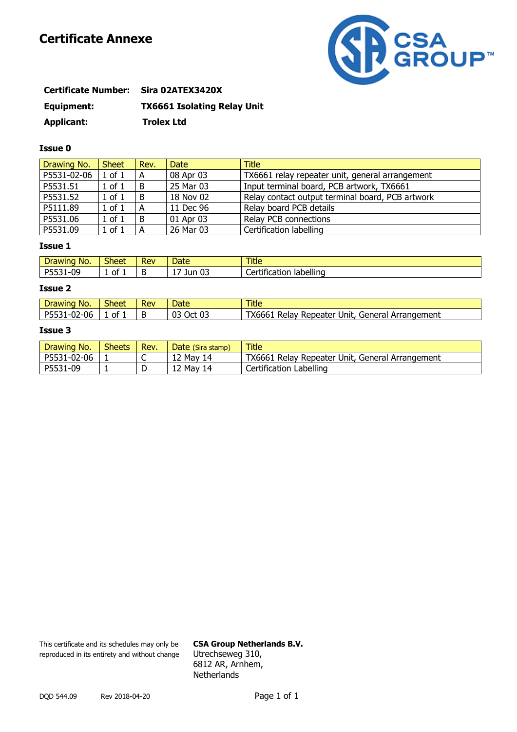# Certificate Annexe

**Certificate Number:** **Sira 02ATEX3420X**

**Equipment:** **TX6661 Isolating Relay Unit**

**Applicant:** **Trolex Ltd**

**Issue 0**

| Drawing No. | Sheet | Rev. | Date | Title |
|---|---|---|---|---|
| P5531-02-06 | 1 of 1 | A | 08 Apr 03 | TX6661 relay repeater unit, general arrangement |
| P5531.51 | 1 of 1 | B | 25 Mar 03 | Input terminal board, PCB artwork, TX6661 |
| P5531.52 | 1 of 1 | B | 18 Nov 02 | Relay contact output terminal board, PCB artwork |
| P5111.89 | 1 of 1 | A | 11 Dec 96 | Relay board PCB details |
| P5531.06 | 1 of 1 | B | 01 Apr 03 | Relay PCB connections |
| P5531.09 | 1 of 1 | A | 26 Mar 03 | Certification labelling |

**Issue 1**

| Drawing No. | Sheet | Rev | Date | Title |
|---|---|---|---|---|
| P5531-09 | 1 of 1 | B | 17 Jun 03 | Certification labelling |

**Issue 2**

| Drawing No. | Sheet | Rev | Date | Title |
|---|---|---|---|---|
| P5531-02-06 | 1 of 1 | B | 03 Oct 03 | TX6661 Relay Repeater Unit, General Arrangement |

**Issue 3**

| Drawing No. | Sheets | Rev. | Date (Sira stamp) | Title |
|---|---|---|---|---|
| P5531-02-06 | 1 | C | 12 May 14 | TX6661 Relay Repeater Unit, General Arrangement |
| P5531-09 | 1 | D | 12 May 14 | Certification Labelling |

This certificate and its schedules may only be reproduced in its entirety and without change

**CSA Group Netherlands B.V.**
Utrechseweg 310,
6812 AR, Arnhem,
Netherlands

DQD 544.09 Rev 2018-04-20